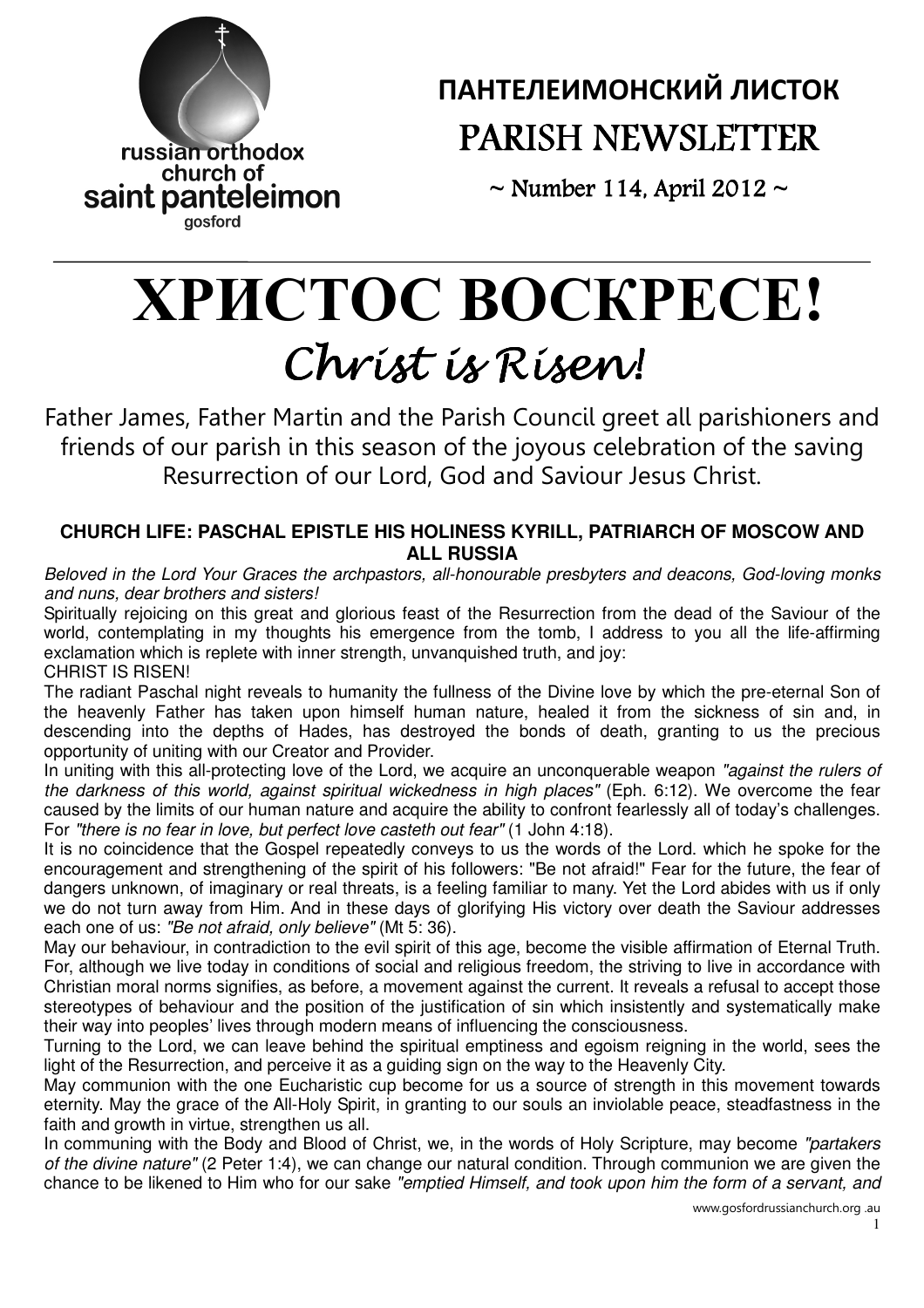russian orthodox church of saint panteleimon gosford

# ПАНТЕЛЕИМОНСКИЙ ЛИСТОК

# PARISH NEWSLETTER

~ Number 114, April 2012 ~

# ХРИСТОС ВОСКРЕСЕ!

# *Christ is Risen!*

Father James, Father Martin and the Parish Council greet all parishioners and friends of our parish in this season of the joyous celebration of the saving Resurrection of our Lord, God and Saviour Jesus Christ.

### CHURCH LIFE: PASCHAL EPISTLE HIS HOLINESS KYRILL, PATRIARCH OF MOSCOW AND ALL RUSSIA

*Beloved in the Lord Your Graces the archpastors, all-honourable presbyters and deacons, God-loving monks and nuns, dear brothers and sisters!*

Spiritually rejoicing on this great and glorious feast of the Resurrection from the dead of the Saviour of the world, contemplating in my thoughts his emergence from the tomb, I address to you all the life-affirming exclamation which is replete with inner strength, unvanquished truth, and joy:

CHRIST IS RISEN!

The radiant Paschal night reveals to humanity the fullness of the Divine love by which the pre-eternal Son of the heavenly Father has taken upon himself human nature, healed it from the sickness of sin and, in descending into the depths of Hades, has destroyed the bonds of death, granting to us the precious opportunity of uniting with our Creator and Provider.

In uniting with this all-protecting love of the Lord, we acquire an unconquerable weapon *"against the rulers of the darkness of this world, against spiritual wickedness in high places"* (Eph. 6:12). We overcome the fear caused by the limits of our human nature and acquire the ability to confront fearlessly all of today's challenges. For *"there is no fear in love, but perfect love casteth out fear"* (1 John 4:18).

It is no coincidence that the Gospel repeatedly conveys to us the words of the Lord. which he spoke for the encouragement and strengthening of the spirit of his followers: "Be not afraid!" Fear for the future, the fear of dangers unknown, of imaginary or real threats, is a feeling familiar to many. Yet the Lord abides with us if only we do not turn away from Him. And in these days of glorifying His victory over death the Saviour addresses each one of us: *"Be not afraid, only believe"* (Mt 5: 36).

May our behaviour, in contradiction to the evil spirit of this age, become the visible affirmation of Eternal Truth. For, although we live today in conditions of social and religious freedom, the striving to live in accordance with Christian moral norms signifies, as before, a movement against the current. It reveals a refusal to accept those stereotypes of behaviour and the position of the justification of sin which insistently and systematically make their way into peoples' lives through modern means of influencing the consciousness.

Turning to the Lord, we can leave behind the spiritual emptiness and egoism reigning in the world, sees the light of the Resurrection, and perceive it as a guiding sign on the way to the Heavenly City.

May communion with the one Eucharistic cup become for us a source of strength in this movement towards eternity. May the grace of the All-Holy Spirit, in granting to our souls an inviolable peace, steadfastness in the faith and growth in virtue, strengthen us all.

In communing with the Body and Blood of Christ, we, in the words of Holy Scripture, may become *"partakers of the divine nature"* (2 Peter 1:4), we can change our natural condition. Through communion we are given the chance to be likened to Him who for our sake *"emptied Himself, and took upon him the form of a servant, and*

www.gosfordrussianchurch.org .au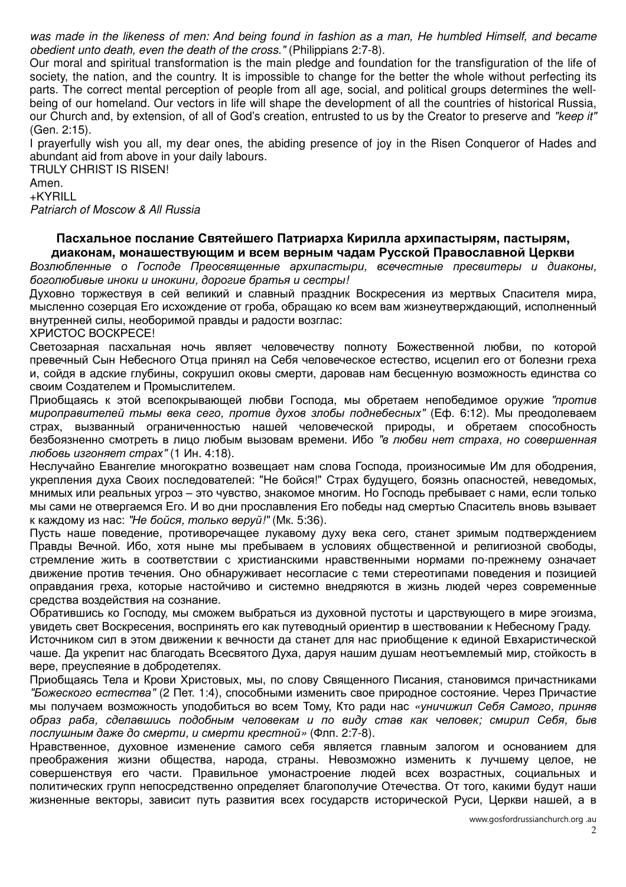*was made in the likeness of men: And being found in fashion as a man, He humbled Himself, and became obedient unto death, even the death of the cross."* (Philippians 2:7-8).

Our moral and spiritual transformation is the main pledge and foundation for the transfiguration of the life of society, the nation, and the country. It is impossible to change for the better the whole without perfecting its parts. The correct mental perception of people from all age, social, and political groups determines the well-being of our homeland. Our vectors in life will shape the development of all the countries of historical Russia, our Church and, by extension, of all of God's creation, entrusted to us by the Creator to preserve and *"keep it"* (Gen. 2:15).

I prayerfully wish you all, my dear ones, the abiding presence of joy in the Risen Conqueror of Hades and abundant aid from above in your daily labours.

TRULY CHRIST IS RISEN!

Amen.

+KYRILL

*Patriarch of Moscow & All Russia*

## Пасхальное послание Святейшего Патриарха Кирилла архипастырям, пастырям, диаконам, монашествующим и всем верным чадам Русской Православной Церкви

*Возлюбленные о Господе Преосвященные архипастыри, всечестные пресвитеры и диаконы, боголюбивые иноки и инокини, дорогие братья и сестры!*

Духовно торжествуя в сей великий и славный праздник Воскресения из мертвых Спасителя мира, мысленно созерцая Его исхождение от гроба, обращаю ко всем вам жизнеутверждающий, исполненный внутренней силы, необоримой правды и радости возглас:

ХРИСТОС ВОСКРЕСЕ!

Светозарная пасхальная ночь являет человечеству полноту Божественной любви, по которой превечный Сын Небесного Отца принял на Себя человеческое естество, исцелил его от болезни греха и, сойдя в адские глубины, сокрушил оковы смерти, даровав нам бесценную возможность единства со своим Создателем и Промыслителем.

Приобщаясь к этой всепокрывающей любви Господа, мы обретаем непобедимое оружие *"против мироправителей тьмы века сего, против духов злобы поднебесных"* (Еф. 6:12). Мы преодолеваем страх, вызванный ограниченностью нашей человеческой природы, и обретаем способность безбоязненно смотреть в лицо любым вызовам времени. Ибо *"в любви нет страха, но совершенная любовь изгоняет страх"* (1 Ин. 4:18).

Неслучайно Евангелие многократно возвещает нам слова Господа, произносимые Им для ободрения, укрепления духа Своих последователей: "Не бойся!" Страх будущего, боязнь опасностей, неведомых, мнимых или реальных угроз – это чувство, знакомое многим. Но Господь пребывает с нами, если только мы сами не отвергаемся Его. И во дни прославления Его победы над смертью Спаситель вновь взывает к каждому из нас: *"Не бойся, только веруй!"* (Мк. 5:36).

Пусть наше поведение, противоречащее лукавому духу века сего, станет зримым подтверждением Правды Вечной. Ибо, хотя ныне мы пребываем в условиях общественной и религиозной свободы, стремление жить в соответствии с христианскими нравственными нормами по-прежнему означает движение против течения. Оно обнаруживает несогласие с теми стереотипами поведения и позицией оправдания греха, которые настойчиво и системно внедряются в жизнь людей через современные средства воздействия на сознание.

Обратившись ко Господу, мы сможем выбраться из духовной пустоты и царствующего в мире эгоизма, увидеть свет Воскресения, воспринять его как путеводный ориентир в шествовании к Небесному Граду.

Источником сил в этом движении к вечности да станет для нас приобщение к единой Евхаристической чаше. Да укрепит нас благодать Всесвятого Духа, даруя нашим душам неотъемлемый мир, стойкость в вере, преуспеяние в добродетелях.

Приобщаясь Тела и Крови Христовых, мы, по слову Священного Писания, становимся причастниками *"Божеского естества"* (2 Пет. 1:4), способными изменить свое природное состояние. Через Причастие мы получаем возможность уподобиться во всем Тому, Кто ради нас *«уничижил Себя Самого, приняв образ раба, сделавшись подобным человекам и по виду став как человек; смирил Себя, быв послушным даже до смерти, и смерти крестной»* (Флп. 2:7-8).

Нравственное, духовное изменение самого себя является главным залогом и основанием для преображения жизни общества, народа, страны. Невозможно изменить к лучшему целое, не совершенствуя его части. Правильное умонастроение людей всех возрастных, социальных и политических групп непосредственно определяет благополучие Отечества. От того, какими будут наши жизненные векторы, зависит путь развития всех государств исторической Руси, Церкви нашей, а в

www.gosfordrussianchurch.org.au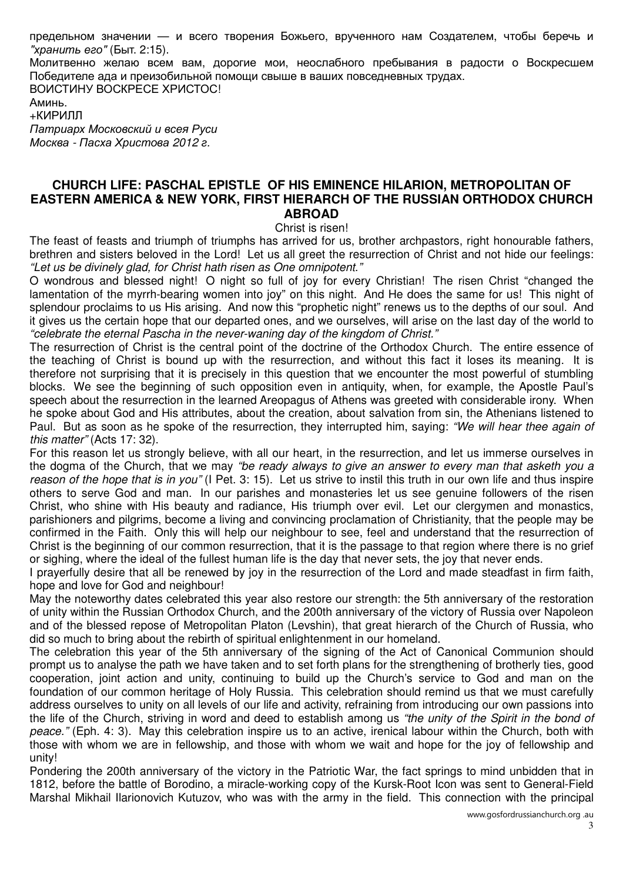предельном значении — и всего творения Божьего, врученного нам Создателем, чтобы беречь и *"хранить его"* (Быт. 2:15).

Молитвенно желаю всем вам, дорогие мои, неослабного пребывания в радости о Воскресшем Победителе ада и преизобильной помощи свыше в ваших повседневных трудах.

ВОИСТИНУ ВОСКРЕСЕ ХРИСТОС!

Аминь.

+КИРИЛЛ

*Патриарх Московский и всея Руси*

*Москва - Пасха Христова 2012 г.*

## CHURCH LIFE: PASCHAL EPISTLE OF HIS EMINENCE HILARION, METROPOLITAN OF EASTERN AMERICA & NEW YORK, FIRST HIERARCH OF THE RUSSIAN ORTHODOX CHURCH ABROAD

Christ is risen!

The feast of feasts and triumph of triumphs has arrived for us, brother archpastors, right honourable fathers, brethren and sisters beloved in the Lord! Let us all greet the resurrection of Christ and not hide our feelings: *"Let us be divinely glad, for Christ hath risen as One omnipotent."*

O wondrous and blessed night! O night so full of joy for every Christian! The risen Christ "changed the lamentation of the myrrh-bearing women into joy" on this night. And He does the same for us! This night of splendour proclaims to us His arising. And now this "prophetic night" renews us to the depths of our soul. And it gives us the certain hope that our departed ones, and we ourselves, will arise on the last day of the world to *"celebrate the eternal Pascha in the never-waning day of the kingdom of Christ."*

The resurrection of Christ is the central point of the doctrine of the Orthodox Church. The entire essence of the teaching of Christ is bound up with the resurrection, and without this fact it loses its meaning. It is therefore not surprising that it is precisely in this question that we encounter the most powerful of stumbling blocks. We see the beginning of such opposition even in antiquity, when, for example, the Apostle Paul's speech about the resurrection in the learned Areopagus of Athens was greeted with considerable irony. When he spoke about God and His attributes, about the creation, about salvation from sin, the Athenians listened to Paul. But as soon as he spoke of the resurrection, they interrupted him, saying: *"We will hear thee again of this matter"* (Acts 17: 32).

For this reason let us strongly believe, with all our heart, in the resurrection, and let us immerse ourselves in the dogma of the Church, that we may *"be ready always to give an answer to every man that asketh you a reason of the hope that is in you"* (I Pet. 3: 15). Let us strive to instil this truth in our own life and thus inspire others to serve God and man. In our parishes and monasteries let us see genuine followers of the risen Christ, who shine with His beauty and radiance, His triumph over evil. Let our clergymen and monastics, parishioners and pilgrims, become a living and convincing proclamation of Christianity, that the people may be confirmed in the Faith. Only this will help our neighbour to see, feel and understand that the resurrection of Christ is the beginning of our common resurrection, that it is the passage to that region where there is no grief or sighing, where the ideal of the fullest human life is the day that never sets, the joy that never ends.

I prayerfully desire that all be renewed by joy in the resurrection of the Lord and made steadfast in firm faith, hope and love for God and neighbour!

May the noteworthy dates celebrated this year also restore our strength: the 5th anniversary of the restoration of unity within the Russian Orthodox Church, and the 200th anniversary of the victory of Russia over Napoleon and of the blessed repose of Metropolitan Platon (Levshin), that great hierarch of the Church of Russia, who did so much to bring about the rebirth of spiritual enlightenment in our homeland.

The celebration this year of the 5th anniversary of the signing of the Act of Canonical Communion should prompt us to analyse the path we have taken and to set forth plans for the strengthening of brotherly ties, good cooperation, joint action and unity, continuing to build up the Church's service to God and man on the foundation of our common heritage of Holy Russia. This celebration should remind us that we must carefully address ourselves to unity on all levels of our life and activity, refraining from introducing our own passions into the life of the Church, striving in word and deed to establish among us *"the unity of the Spirit in the bond of peace."* (Eph. 4: 3). May this celebration inspire us to an active, irenical labour within the Church, both with those with whom we are in fellowship, and those with whom we wait and hope for the joy of fellowship and unity!

Pondering the 200th anniversary of the victory in the Patriotic War, the fact springs to mind unbidden that in 1812, before the battle of Borodino, a miracle-working copy of the Kursk-Root Icon was sent to General-Field Marshal Mikhail Ilarionovich Kutuzov, who was with the army in the field. This connection with the principal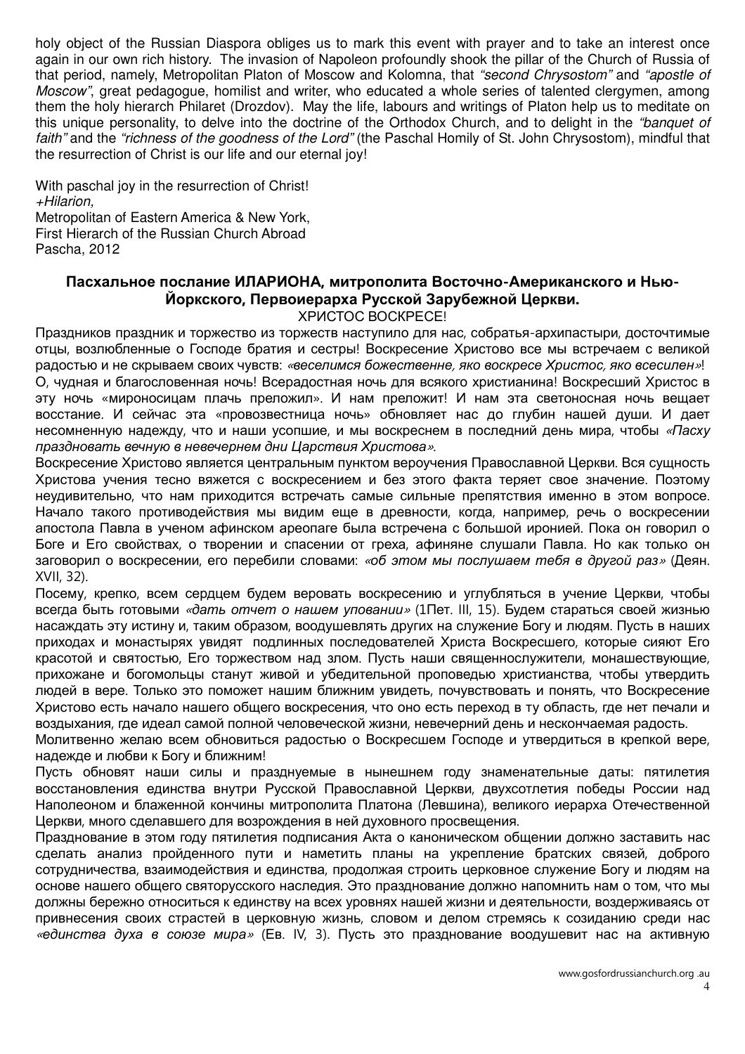holy object of the Russian Diaspora obliges us to mark this event with prayer and to take an interest once again in our own rich history. The invasion of Napoleon profoundly shook the pillar of the Church of Russia of that period, namely, Metropolitan Platon of Moscow and Kolomna, that *"second Chrysostom"* and *"apostle of Moscow"*, great pedagogue, homilist and writer, who educated a whole series of talented clergymen, among them the holy hierarch Philaret (Drozdov). May the life, labours and writings of Platon help us to meditate on this unique personality, to delve into the doctrine of the Orthodox Church, and to delight in the *"banquet of faith"* and the *"richness of the goodness of the Lord"* (the Paschal Homily of St. John Chrysostom), mindful that the resurrection of Christ is our life and our eternal joy!

With paschal joy in the resurrection of Christ!
*+Hilarion,*
Metropolitan of Eastern America & New York,
First Hierarch of the Russian Church Abroad
Pascha, 2012

## Пасхальное послание ИЛАРИОНА, митрополита Восточно-Американского и Нью-Йоркского, Первоиерарха Русской Зарубежной Церкви.

ХРИСТОС ВОСКРЕСЕ!

Праздников праздник и торжество из торжеств наступило для нас, собратья-архипастыри, досточтимые отцы, возлюбленные о Господе братия и сестры! Воскресение Христово все мы встречаем с великой радостью и не скрываем своих чувств: *«веселимся божественне, яко воскресе Христос, яко всесилен»*!

О, чудная и благословенная ночь! Всерадостная ночь для всякого христианина! Воскресший Христос в эту ночь «мироносицам плачь преложил». И нам преложит! И нам эта светоносная ночь вещает восстание. И сейчас эта «провозвестница ночь» обновляет нас до глубин нашей души. И дает несомненную надежду, что и наши усопшие, и мы воскреснем в последний день мира, чтобы *«Пасху праздновать вечную в невечернем дни Царствия Христова»*.

Воскресение Христово является центральным пунктом вероучения Православной Церкви. Вся сущность Христова учения тесно вяжется с воскресением и без этого факта теряет свое значение. Поэтому неудивительно, что нам приходится встречать самые сильные препятствия именно в этом вопросе. Начало такого противодействия мы видим еще в древности, когда, например, речь о воскресении апостола Павла в ученом афинском ареопаге была встречена с большой иронией. Пока он говорил о Боге и Его свойствах, о творении и спасении от греха, афиняне слушали Павла. Но как только он заговорил о воскресении, его перебили словами: *«об этом мы послушаем тебя в другой раз»* (Деян. XVII, 32).

Посему, крепко, всем сердцем будем веровать воскресению и углубляться в учение Церкви, чтобы всегда быть готовыми *«дать отчет о нашем уповании»* (1Пет. III, 15). Будем стараться своей жизнью насаждать эту истину и, таким образом, воодушевлять других на служение Богу и людям. Пусть в наших приходах и монастырях увидят подлинных последователей Христа Воскресшего, которые сияют Его красотой и святостью, Его торжеством над злом. Пусть наши священнослужители, монашествующие, прихожане и богомольцы станут живой и убедительной проповедью христианства, чтобы утвердить людей в вере. Только это поможет нашим ближним увидеть, почувствовать и понять, что Воскресение Христово есть начало нашего общего воскресения, что оно есть переход в ту область, где нет печали и воздыхания, где идеал самой полной человеческой жизни, невечерний день и нескончаемая радость.

Молитвенно желаю всем обновиться радостью о Воскресшем Господе и утвердиться в крепкой вере, надежде и любви к Богу и ближним!

Пусть обновят наши силы и празднуемые в нынешнем году знаменательные даты: пятилетия восстановления единства внутри Русской Православной Церкви, двухсотлетия победы России над Наполеоном и блаженной кончины митрополита Платона (Левшина), великого иерарха Отечественной Церкви, много сделавшего для возрождения в ней духовного просвещения.

Празднование в этом году пятилетия подписания Акта о каноническом общении должно заставить нас сделать анализ пройденного пути и наметить планы на укрепление братских связей, доброго сотрудничества, взаимодействия и единства, продолжая строить церковное служение Богу и людям на основе нашего общего святорусского наследия. Это празднование должно напомнить нам о том, что мы должны бережно относиться к единству на всех уровнях нашей жизни и деятельности, воздерживаясь от привнесения своих страстей в церковную жизнь, словом и делом стремясь к созиданию среди нас *«единства духа в союзе мира»* (Ев. IV, 3). Пусть это празднование воодушевит нас на активную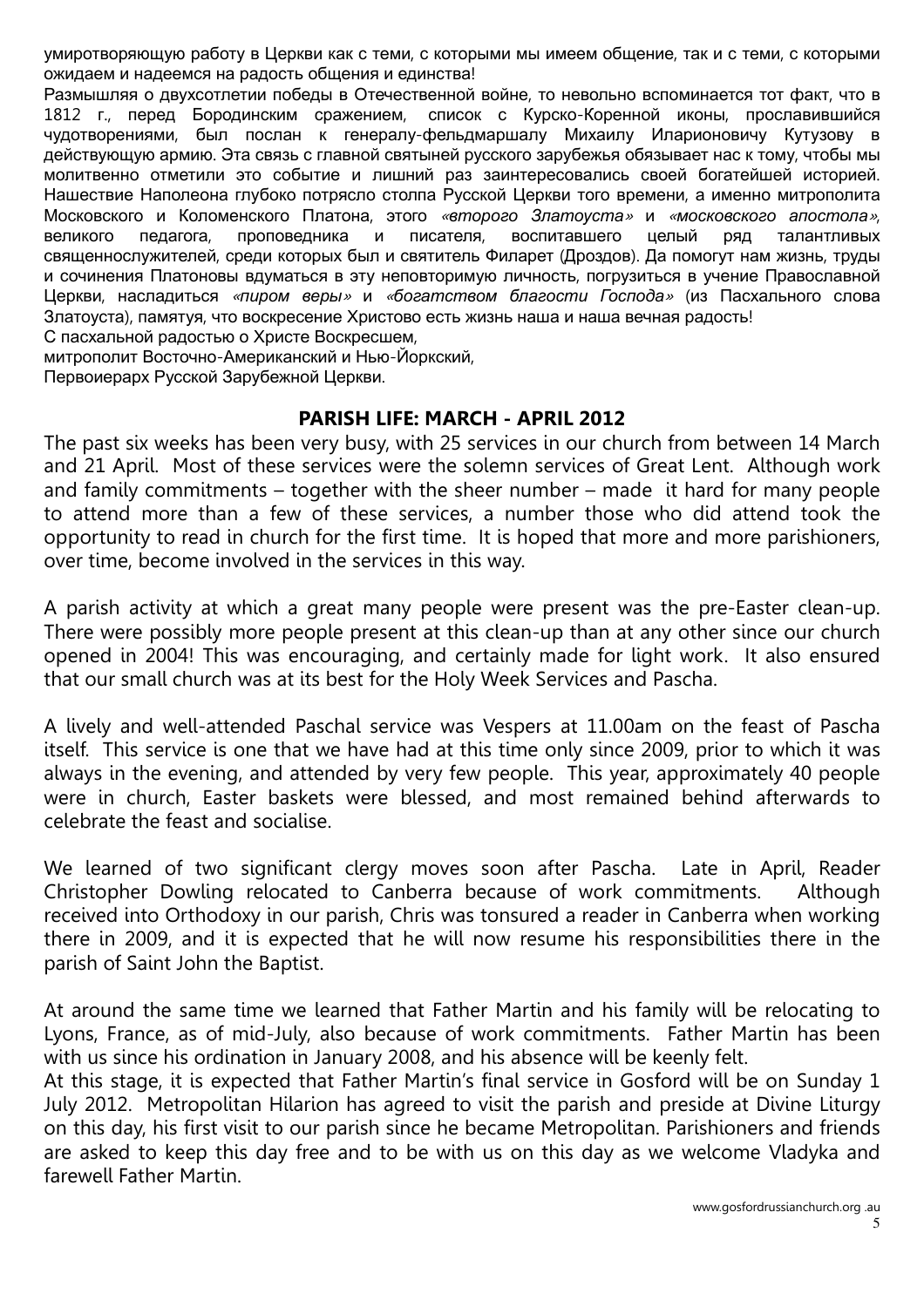умиротворяющую работу в Церкви как с теми, с которыми мы имеем общение, так и с теми, с которыми ожидаем и надеемся на радость общения и единства!

Размышляя о двухсотлетии победы в Отечественной войне, то невольно вспоминается тот факт, что в 1812 г., перед Бородинским сражением, список с Курско-Коренной иконы, прославившийся чудотворениями, был послан к генералу-фельдмаршалу Михаилу Илларионовичу Кутузову в действующую армию. Эта связь с главной святыней русского зарубежья обязывает нас к тому, чтобы мы молитвенно отметили это событие и лишний раз заинтересовались своей богатейшей историей. Нашествие Наполеона глубоко потрясло столпа Русской Церкви того времени, а именно митрополита Московского и Коломенского Платона, этого *«второго Златоуста»* и *«московского апостола»*, великого педагога, проповедника и писателя, воспитавшего целый ряд талантливых священнослужителей, среди которых был и святитель Филарет (Дроздов). Да помогут нам жизнь, труды и сочинения Платоновы вдуматься в эту неповторимую личность, погрузиться в учение Православной Церкви, насладиться *«пиром веры»* и *«богатством благости Господа»* (из Пасхального слова Златоуста), памятуя, что воскресение Христово есть жизнь наша и наша вечная радость!

С пасхальной радостью о Христе Воскресшем,

митрополит Восточно-Американский и Нью-Йоркский,

Первоиерарх Русской Зарубежной Церкви.

## PARISH LIFE: MARCH - APRIL 2012

The past six weeks has been very busy, with 25 services in our church from between 14 March and 21 April. Most of these services were the solemn services of Great Lent. Although work and family commitments – together with the sheer number – made it hard for many people to attend more than a few of these services, a number those who did attend took the opportunity to read in church for the first time. It is hoped that more and more parishioners, over time, become involved in the services in this way.

A parish activity at which a great many people were present was the pre-Easter clean-up. There were possibly more people present at this clean-up than at any other since our church opened in 2004! This was encouraging, and certainly made for light work. It also ensured that our small church was at its best for the Holy Week Services and Pascha.

A lively and well-attended Paschal service was Vespers at 11.00am on the feast of Pascha itself. This service is one that we have had at this time only since 2009, prior to which it was always in the evening, and attended by very few people. This year, approximately 40 people were in church, Easter baskets were blessed, and most remained behind afterwards to celebrate the feast and socialise.

We learned of two significant clergy moves soon after Pascha. Late in April, Reader Christopher Dowling relocated to Canberra because of work commitments. Although received into Orthodoxy in our parish, Chris was tonsured a reader in Canberra when working there in 2009, and it is expected that he will now resume his responsibilities there in the parish of Saint John the Baptist.

At around the same time we learned that Father Martin and his family will be relocating to Lyons, France, as of mid-July, also because of work commitments. Father Martin has been with us since his ordination in January 2008, and his absence will be keenly felt.

At this stage, it is expected that Father Martin's final service in Gosford will be on Sunday 1 July 2012. Metropolitan Hilarion has agreed to visit the parish and preside at Divine Liturgy on this day, his first visit to our parish since he became Metropolitan. Parishioners and friends are asked to keep this day free and to be with us on this day as we welcome Vladyka and farewell Father Martin.

www.gosfordrussianchurch.org.au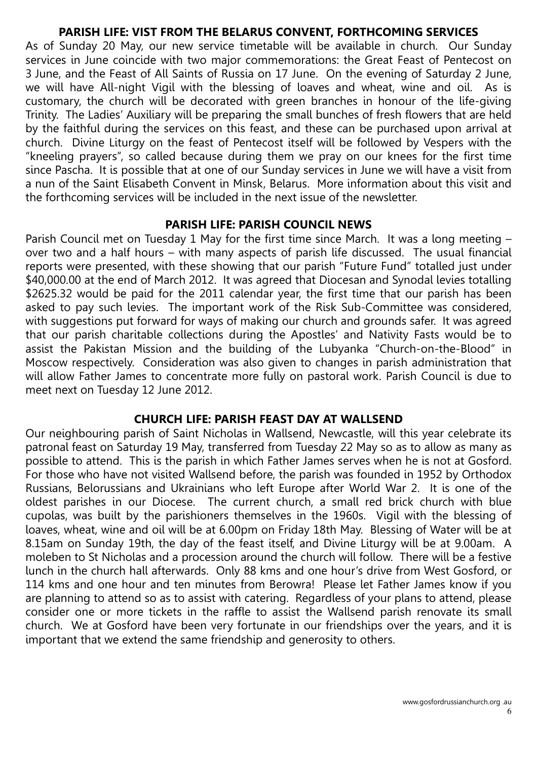## PARISH LIFE: VIST FROM THE BELARUS CONVENT, FORTHCOMING SERVICES

As of Sunday 20 May, our new service timetable will be available in church. Our Sunday services in June coincide with two major commemorations: the Great Feast of Pentecost on 3 June, and the Feast of All Saints of Russia on 17 June. On the evening of Saturday 2 June, we will have All-night Vigil with the blessing of loaves and wheat, wine and oil. As is customary, the church will be decorated with green branches in honour of the life-giving Trinity. The Ladies' Auxiliary will be preparing the small bunches of fresh flowers that are held by the faithful during the services on this feast, and these can be purchased upon arrival at church. Divine Liturgy on the feast of Pentecost itself will be followed by Vespers with the "kneeling prayers", so called because during them we pray on our knees for the first time since Pascha. It is possible that at one of our Sunday services in June we will have a visit from a nun of the Saint Elisabeth Convent in Minsk, Belarus. More information about this visit and the forthcoming services will be included in the next issue of the newsletter.

## PARISH LIFE: PARISH COUNCIL NEWS

Parish Council met on Tuesday 1 May for the first time since March. It was a long meeting – over two and a half hours – with many aspects of parish life discussed. The usual financial reports were presented, with these showing that our parish "Future Fund" totalled just under $40,000.00 at the end of March 2012. It was agreed that Diocesan and Synodal levies totalling $2625.32 would be paid for the 2011 calendar year, the first time that our parish has been asked to pay such levies. The important work of the Risk Sub-Committee was considered, with suggestions put forward for ways of making our church and grounds safer. It was agreed that our parish charitable collections during the Apostles' and Nativity Fasts would be to assist the Pakistan Mission and the building of the Lubyanka "Church-on-the-Blood" in Moscow respectively. Consideration was also given to changes in parish administration that will allow Father James to concentrate more fully on pastoral work. Parish Council is due to meet next on Tuesday 12 June 2012.

## CHURCH LIFE: PARISH FEAST DAY AT WALLSEND

Our neighbouring parish of Saint Nicholas in Wallsend, Newcastle, will this year celebrate its patronal feast on Saturday 19 May, transferred from Tuesday 22 May so as to allow as many as possible to attend. This is the parish in which Father James serves when he is not at Gosford. For those who have not visited Wallsend before, the parish was founded in 1952 by Orthodox Russians, Belorussians and Ukrainians who left Europe after World War 2. It is one of the oldest parishes in our Diocese. The current church, a small red brick church with blue cupolas, was built by the parishioners themselves in the 1960s. Vigil with the blessing of loaves, wheat, wine and oil will be at 6.00pm on Friday 18th May. Blessing of Water will be at 8.15am on Sunday 19th, the day of the feast itself, and Divine Liturgy will be at 9.00am. A moleben to St Nicholas and a procession around the church will follow. There will be a festive lunch in the church hall afterwards. Only 88 kms and one hour's drive from West Gosford, or 114 kms and one hour and ten minutes from Berowra! Please let Father James know if you are planning to attend so as to assist with catering. Regardless of your plans to attend, please consider one or more tickets in the raffle to assist the Wallsend parish renovate its small church. We at Gosford have been very fortunate in our friendships over the years, and it is important that we extend the same friendship and generosity to others.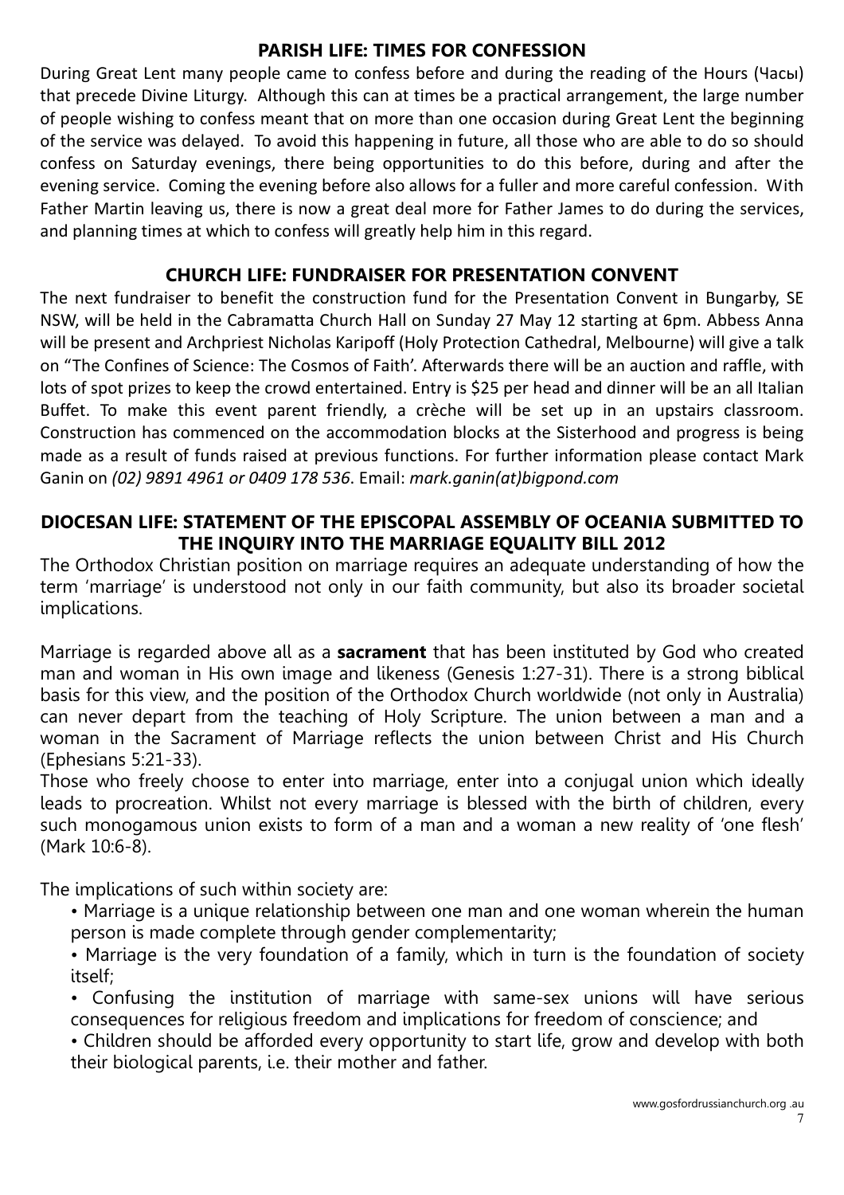## PARISH LIFE: TIMES FOR CONFESSION

During Great Lent many people came to confess before and during the reading of the Hours (Часы) that precede Divine Liturgy. Although this can at times be a practical arrangement, the large number of people wishing to confess meant that on more than one occasion during Great Lent the beginning of the service was delayed. To avoid this happening in future, all those who are able to do so should confess on Saturday evenings, there being opportunities to do this before, during and after the evening service. Coming the evening before also allows for a fuller and more careful confession. With Father Martin leaving us, there is now a great deal more for Father James to do during the services, and planning times at which to confess will greatly help him in this regard.

## CHURCH LIFE: FUNDRAISER FOR PRESENTATION CONVENT

The next fundraiser to benefit the construction fund for the Presentation Convent in Bungarby, SE NSW, will be held in the Cabramatta Church Hall on Sunday 27 May 12 starting at 6pm. Abbess Anna will be present and Archpriest Nicholas Karipoff (Holy Protection Cathedral, Melbourne) will give a talk on "The Confines of Science: The Cosmos of Faith'. Afterwards there will be an auction and raffle, with lots of spot prizes to keep the crowd entertained. Entry is $25 per head and dinner will be an all Italian Buffet. To make this event parent friendly, a crèche will be set up in an upstairs classroom. Construction has commenced on the accommodation blocks at the Sisterhood and progress is being made as a result of funds raised at previous functions. For further information please contact Mark Ganin on *(02) 9891 4961 or 0409 178 536*. Email: *mark.ganin(at)bigpond.com*

## DIOCESAN LIFE: STATEMENT OF THE EPISCOPAL ASSEMBLY OF OCEANIA SUBMITTED TO THE INQUIRY INTO THE MARRIAGE EQUALITY BILL 2012

The Orthodox Christian position on marriage requires an adequate understanding of how the term 'marriage' is understood not only in our faith community, but also its broader societal implications.

Marriage is regarded above all as a **sacrament** that has been instituted by God who created man and woman in His own image and likeness (Genesis 1:27-31). There is a strong biblical basis for this view, and the position of the Orthodox Church worldwide (not only in Australia) can never depart from the teaching of Holy Scripture. The union between a man and a woman in the Sacrament of Marriage reflects the union between Christ and His Church (Ephesians 5:21-33).

Those who freely choose to enter into marriage, enter into a conjugal union which ideally leads to procreation. Whilst not every marriage is blessed with the birth of children, every such monogamous union exists to form of a man and a woman a new reality of 'one flesh' (Mark 10:6-8).

The implications of such within society are:

- Marriage is a unique relationship between one man and one woman wherein the human person is made complete through gender complementarity;
- Marriage is the very foundation of a family, which in turn is the foundation of society itself;
- Confusing the institution of marriage with same-sex unions will have serious consequences for religious freedom and implications for freedom of conscience; and
- Children should be afforded every opportunity to start life, grow and develop with both their biological parents, i.e. their mother and father.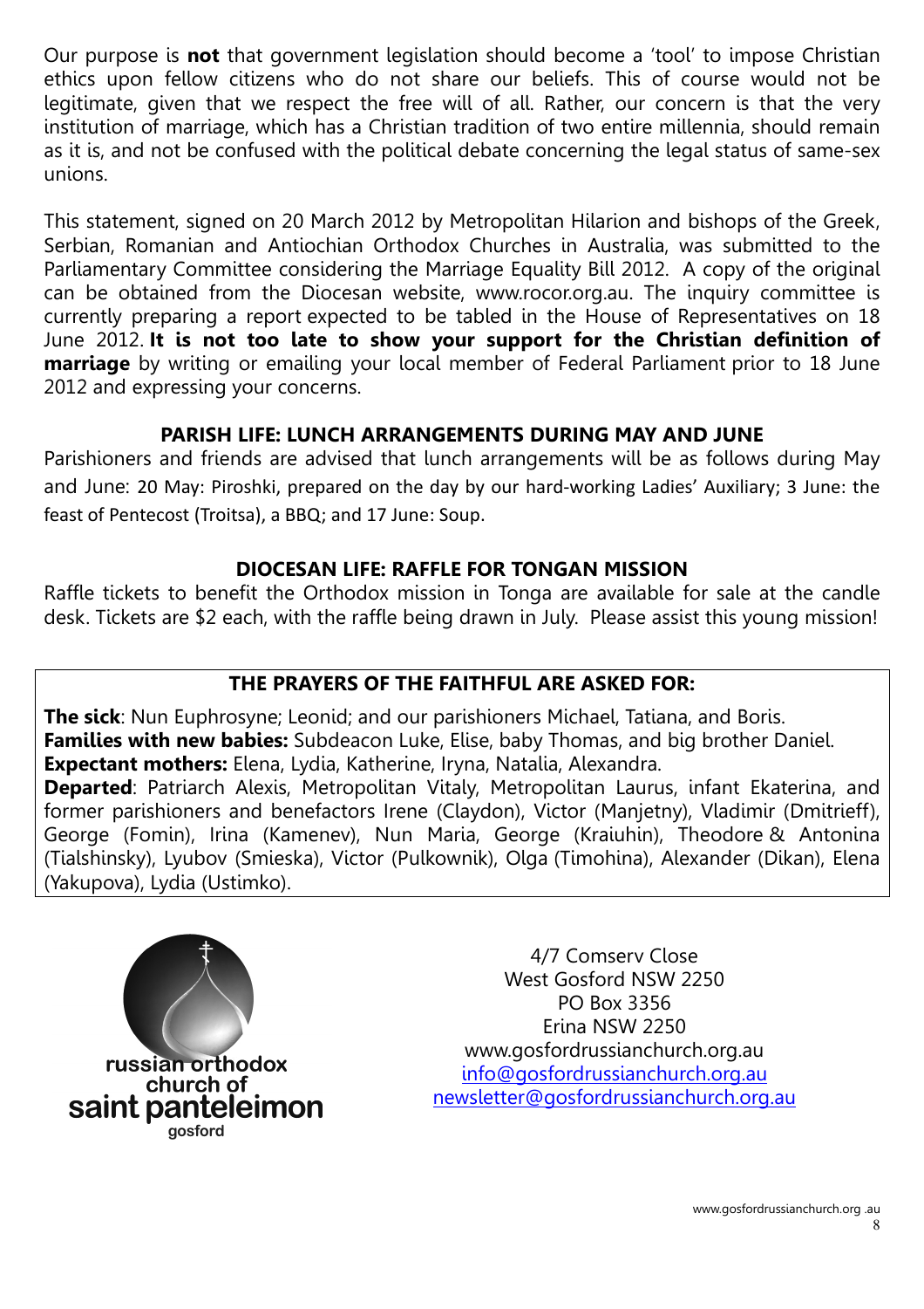Our purpose is **not** that government legislation should become a 'tool' to impose Christian ethics upon fellow citizens who do not share our beliefs. This of course would not be legitimate, given that we respect the free will of all. Rather, our concern is that the very institution of marriage, which has a Christian tradition of two entire millennia, should remain as it is, and not be confused with the political debate concerning the legal status of same-sex unions.

This statement, signed on 20 March 2012 by Metropolitan Hilarion and bishops of the Greek, Serbian, Romanian and Antiochian Orthodox Churches in Australia, was submitted to the Parliamentary Committee considering the Marriage Equality Bill 2012. A copy of the original can be obtained from the Diocesan website, www.rocor.org.au. The inquiry committee is currently preparing a report expected to be tabled in the House of Representatives on 18 June 2012. **It is not too late to show your support for the Christian definition of marriage** by writing or emailing your local member of Federal Parliament prior to 18 June 2012 and expressing your concerns.

### PARISH LIFE: LUNCH ARRANGEMENTS DURING MAY AND JUNE

Parishioners and friends are advised that lunch arrangements will be as follows during May and June: 20 May: Piroshki, prepared on the day by our hard-working Ladies' Auxiliary; 3 June: the feast of Pentecost (Troitsa), a BBQ; and 17 June: Soup.

### DIOCESAN LIFE: RAFFLE FOR TONGAN MISSION

Raffle tickets to benefit the Orthodox mission in Tonga are available for sale at the candle desk. Tickets are $2 each, with the raffle being drawn in July. Please assist this young mission!

### THE PRAYERS OF THE FAITHFUL ARE ASKED FOR:

**The sick**: Nun Euphrosyne; Leonid; and our parishioners Michael, Tatiana, and Boris.
**Families with new babies:** Subdeacon Luke, Elise, baby Thomas, and big brother Daniel.
**Expectant mothers:** Elena, Lydia, Katherine, Iryna, Natalia, Alexandra.
**Departed**: Patriarch Alexis, Metropolitan Vitaly, Metropolitan Laurus, infant Ekaterina, and former parishioners and benefactors Irene (Claydon), Victor (Manjetny), Vladimir (Dmitrieff), George (Fomin), Irina (Kamenev), Nun Maria, George (Kraiuhin), Theodore & Antonina (Tialshinsky), Lyubov (Smieska), Victor (Pulkownik), Olga (Timohina), Alexander (Dikan), Elena (Yakupova), Lydia (Ustimko).

russian orthodox church of saint panteleimon gosford

4/7 Comserv Close
West Gosford NSW 2250
PO Box 3356
Erina NSW 2250
www.gosfordrussianchurch.org.au
info@gosfordrussianchurch.org.au
newsletter@gosfordrussianchurch.org.au